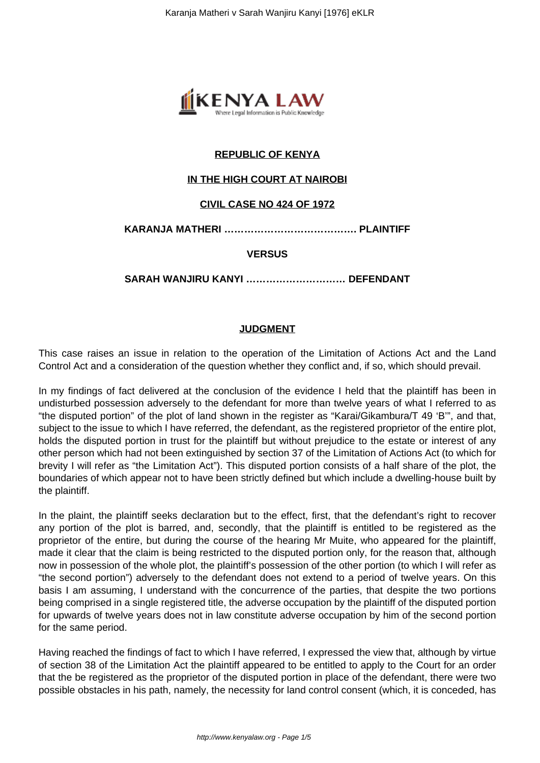**REPUBLIC OF KENYA**

**IN THE HIGH COURT AT NAIROBI**

**CIVIL CASE NO 424 OF 1972**

**KARANJA MATHERI ………………………………… PLAINTIFF**

**VERSUS**

**SARAH WANJIRU KANYI ……………………….. DEFENDANT**

**JUDGMENT**

This case raises an issue in relation to the operation of the Limitation of Actions Act and the Land Control Act and a consideration of the question whether they conflict and, if so, which should prevail.

In my findings of fact delivered at the conclusion of the evidence I held that the plaintiff has been in undisturbed possession adversely to the defendant for more than twelve years of what I referred to as "the disputed portion" of the plot of land shown in the register as "Karai/Gikambura/T 49 'B'", and that, subject to the issue to which I have referred, the defendant, as the registered proprietor of the entire plot, holds the disputed portion in trust for the plaintiff but without prejudice to the estate or interest of any other person which had not been extinguished by section 37 of the Limitation of Actions Act (to which for brevity I will refer as "the Limitation Act"). This disputed portion consists of a half share of the plot, the boundaries of which appear not to have been strictly defined but which include a dwelling-house built by the plaintiff.

In the plaint, the plaintiff seeks declaration but to the effect, first, that the defendant's right to recover any portion of the plot is barred, and, secondly, that the plaintiff is entitled to be registered as the proprietor of the entire, but during the course of the hearing Mr Muite, who appeared for the plaintiff, made it clear that the claim is being restricted to the disputed portion only, for the reason that, although now in possession of the whole plot, the plaintiff's possession of the other portion (to which I will refer as "the second portion") adversely to the defendant does not extend to a period of twelve years. On this basis I am assuming, I understand with the concurrence of the parties, that despite the two portions being comprised in a single registered title, the adverse occupation by the plaintiff of the disputed portion for upwards of twelve years does not in law constitute adverse occupation by him of the second portion for the same period.

Having reached the findings of fact to which I have referred, I expressed the view that, although by virtue of section 38 of the Limitation Act the plaintiff appeared to be entitled to apply to the Court for an order that the be registered as the proprietor of the disputed portion in place of the defendant, there were two possible obstacles in his path, namely, the necessity for land control consent (which, it is conceded, has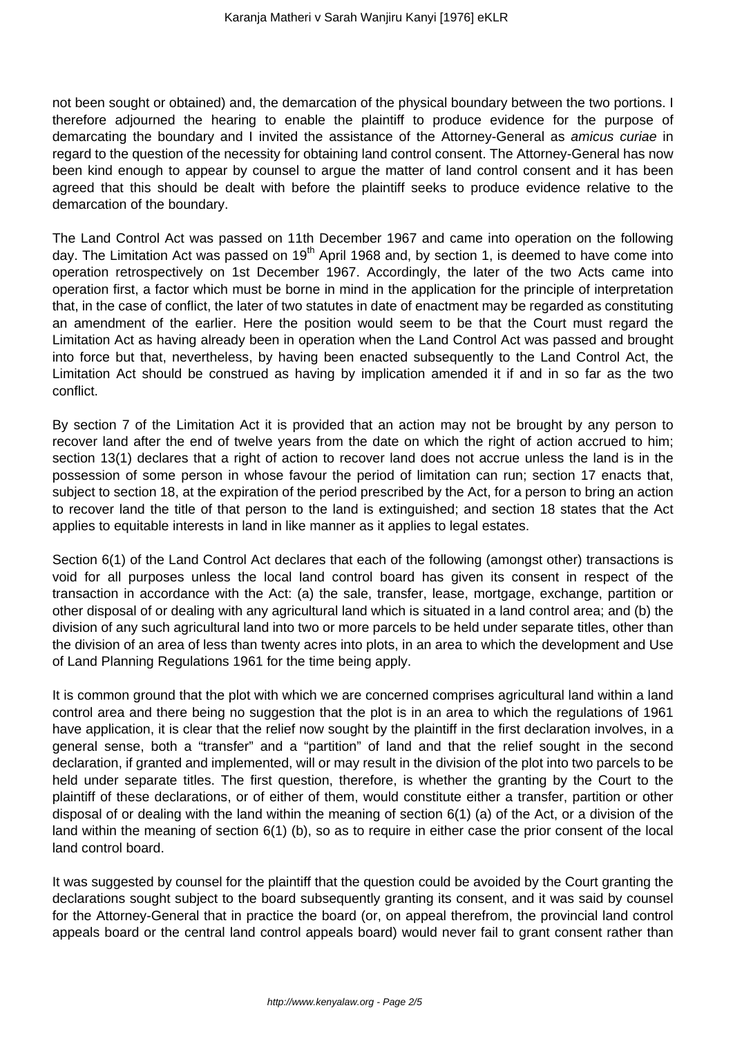not been sought or obtained) and, the demarcation of the physical boundary between the two portions. I therefore adjourned the hearing to enable the plaintiff to produce evidence for the purpose of demarcating the boundary and I invited the assistance of the Attorney-General as *amicus curiae* in regard to the question of the necessity for obtaining land control consent. The Attorney-General has now been kind enough to appear by counsel to argue the matter of land control consent and it has been agreed that this should be dealt with before the plaintiff seeks to produce evidence relative to the demarcation of the boundary.

The Land Control Act was passed on 11th December 1967 and came into operation on the following day. The Limitation Act was passed on 19th April 1968 and, by section 1, is deemed to have come into operation retrospectively on 1st December 1967. Accordingly, the later of the two Acts came into operation first, a factor which must be borne in mind in the application for the principle of interpretation that, in the case of conflict, the later of two statutes in date of enactment may be regarded as constituting an amendment of the earlier. Here the position would seem to be that the Court must regard the Limitation Act as having already been in operation when the Land Control Act was passed and brought into force but that, nevertheless, by having been enacted subsequently to the Land Control Act, the Limitation Act should be construed as having by implication amended it if and in so far as the two conflict.

By section 7 of the Limitation Act it is provided that an action may not be brought by any person to recover land after the end of twelve years from the date on which the right of action accrued to him; section 13(1) declares that a right of action to recover land does not accrue unless the land is in the possession of some person in whose favour the period of limitation can run; section 17 enacts that, subject to section 18, at the expiration of the period prescribed by the Act, for a person to bring an action to recover land the title of that person to the land is extinguished; and section 18 states that the Act applies to equitable interests in land in like manner as it applies to legal estates.

Section 6(1) of the Land Control Act declares that each of the following (amongst other) transactions is void for all purposes unless the local land control board has given its consent in respect of the transaction in accordance with the Act: (a) the sale, transfer, lease, mortgage, exchange, partition or other disposal of or dealing with any agricultural land which is situated in a land control area; and (b) the division of any such agricultural land into two or more parcels to be held under separate titles, other than the division of an area of less than twenty acres into plots, in an area to which the development and Use of Land Planning Regulations 1961 for the time being apply.

It is common ground that the plot with which we are concerned comprises agricultural land within a land control area and there being no suggestion that the plot is in an area to which the regulations of 1961 have application, it is clear that the relief now sought by the plaintiff in the first declaration involves, in a general sense, both a "transfer" and a "partition" of land and that the relief sought in the second declaration, if granted and implemented, will or may result in the division of the plot into two parcels to be held under separate titles. The first question, therefore, is whether the granting by the Court to the plaintiff of these declarations, or of either of them, would constitute either a transfer, partition or other disposal of or dealing with the land within the meaning of section 6(1) (a) of the Act, or a division of the land within the meaning of section 6(1) (b), so as to require in either case the prior consent of the local land control board.

It was suggested by counsel for the plaintiff that the question could be avoided by the Court granting the declarations sought subject to the board subsequently granting its consent, and it was said by counsel for the Attorney-General that in practice the board (or, on appeal therefrom, the provincial land control appeals board or the central land control appeals board) would never fail to grant consent rather than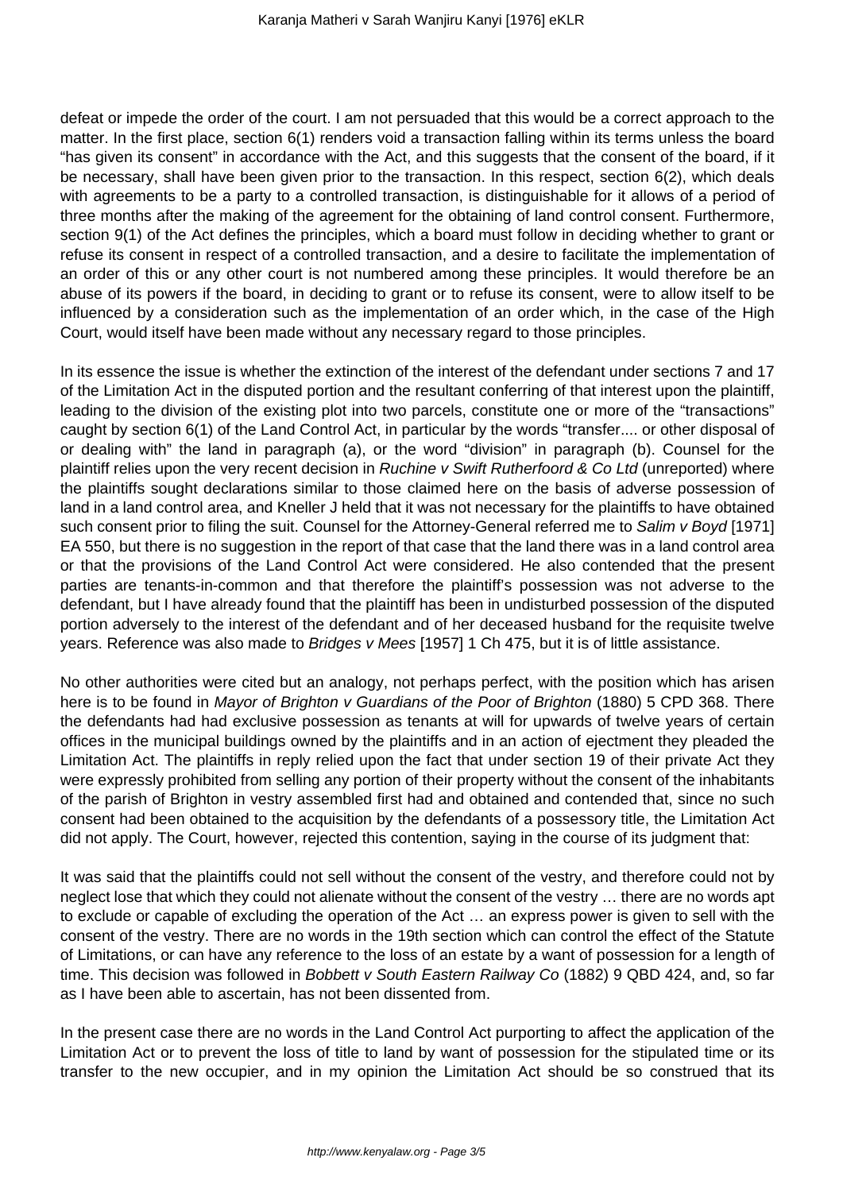defeat or impede the order of the court. I am not persuaded that this would be a correct approach to the matter. In the first place, section 6(1) renders void a transaction falling within its terms unless the board "has given its consent" in accordance with the Act, and this suggests that the consent of the board, if it be necessary, shall have been given prior to the transaction. In this respect, section 6(2), which deals with agreements to be a party to a controlled transaction, is distinguishable for it allows of a period of three months after the making of the agreement for the obtaining of land control consent. Furthermore, section 9(1) of the Act defines the principles, which a board must follow in deciding whether to grant or refuse its consent in respect of a controlled transaction, and a desire to facilitate the implementation of an order of this or any other court is not numbered among these principles. It would therefore be an abuse of its powers if the board, in deciding to grant or to refuse its consent, were to allow itself to be influenced by a consideration such as the implementation of an order which, in the case of the High Court, would itself have been made without any necessary regard to those principles.

In its essence the issue is whether the extinction of the interest of the defendant under sections 7 and 17 of the Limitation Act in the disputed portion and the resultant conferring of that interest upon the plaintiff, leading to the division of the existing plot into two parcels, constitute one or more of the "transactions" caught by section 6(1) of the Land Control Act, in particular by the words "transfer.... or other disposal of or dealing with" the land in paragraph (a), or the word "division" in paragraph (b). Counsel for the plaintiff relies upon the very recent decision in *Ruchine v Swift Rutherfoord & Co Ltd* (unreported) where the plaintiffs sought declarations similar to those claimed here on the basis of adverse possession of land in a land control area, and Kneller J held that it was not necessary for the plaintiffs to have obtained such consent prior to filing the suit. Counsel for the Attorney-General referred me to *Salim v Boyd* [1971] EA 550, but there is no suggestion in the report of that case that the land there was in a land control area or that the provisions of the Land Control Act were considered. He also contended that the present parties are tenants-in-common and that therefore the plaintiff's possession was not adverse to the defendant, but I have already found that the plaintiff has been in undisturbed possession of the disputed portion adversely to the interest of the defendant and of her deceased husband for the requisite twelve years. Reference was also made to *Bridges v Mees* [1957] 1 Ch 475, but it is of little assistance.

No other authorities were cited but an analogy, not perhaps perfect, with the position which has arisen here is to be found in *Mayor of Brighton v Guardians of the Poor of Brighton* (1880) 5 CPD 368. There the defendants had had exclusive possession as tenants at will for upwards of twelve years of certain offices in the municipal buildings owned by the plaintiffs and in an action of ejectment they pleaded the Limitation Act. The plaintiffs in reply relied upon the fact that under section 19 of their private Act they were expressly prohibited from selling any portion of their property without the consent of the inhabitants of the parish of Brighton in vestry assembled first had and obtained and contended that, since no such consent had been obtained to the acquisition by the defendants of a possessory title, the Limitation Act did not apply. The Court, however, rejected this contention, saying in the course of its judgment that:

It was said that the plaintiffs could not sell without the consent of the vestry, and therefore could not by neglect lose that which they could not alienate without the consent of the vestry … there are no words apt to exclude or capable of excluding the operation of the Act … an express power is given to sell with the consent of the vestry. There are no words in the 19th section which can control the effect of the Statute of Limitations, or can have any reference to the loss of an estate by a want of possession for a length of time. This decision was followed in *Bobbett v South Eastern Railway Co* (1882) 9 QBD 424, and, so far as I have been able to ascertain, has not been dissented from.

In the present case there are no words in the Land Control Act purporting to affect the application of the Limitation Act or to prevent the loss of title to land by want of possession for the stipulated time or its transfer to the new occupier, and in my opinion the Limitation Act should be so construed that its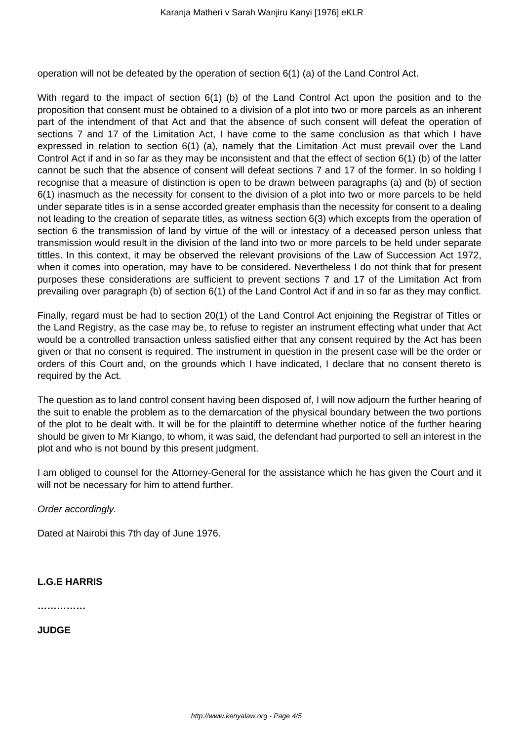operation will not be defeated by the operation of section 6(1) (a) of the Land Control Act.

With regard to the impact of section 6(1) (b) of the Land Control Act upon the position and to the proposition that consent must be obtained to a division of a plot into two or more parcels as an inherent part of the intendment of that Act and that the absence of such consent will defeat the operation of sections 7 and 17 of the Limitation Act, I have come to the same conclusion as that which I have expressed in relation to section 6(1) (a), namely that the Limitation Act must prevail over the Land Control Act if and in so far as they may be inconsistent and that the effect of section 6(1) (b) of the latter cannot be such that the absence of consent will defeat sections 7 and 17 of the former. In so holding I recognise that a measure of distinction is open to be drawn between paragraphs (a) and (b) of section 6(1) inasmuch as the necessity for consent to the division of a plot into two or more parcels to be held under separate titles is in a sense accorded greater emphasis than the necessity for consent to a dealing not leading to the creation of separate titles, as witness section 6(3) which excepts from the operation of section 6 the transmission of land by virtue of the will or intestacy of a deceased person unless that transmission would result in the division of the land into two or more parcels to be held under separate tittles. In this context, it may be observed the relevant provisions of the Law of Succession Act 1972, when it comes into operation, may have to be considered. Nevertheless I do not think that for present purposes these considerations are sufficient to prevent sections 7 and 17 of the Limitation Act from prevailing over paragraph (b) of section 6(1) of the Land Control Act if and in so far as they may conflict.

Finally, regard must be had to section 20(1) of the Land Control Act enjoining the Registrar of Titles or the Land Registry, as the case may be, to refuse to register an instrument effecting what under that Act would be a controlled transaction unless satisfied either that any consent required by the Act has been given or that no consent is required. The instrument in question in the present case will be the order or orders of this Court and, on the grounds which I have indicated, I declare that no consent thereto is required by the Act.

The question as to land control consent having been disposed of, I will now adjourn the further hearing of the suit to enable the problem as to the demarcation of the physical boundary between the two portions of the plot to be dealt with. It will be for the plaintiff to determine whether notice of the further hearing should be given to Mr Kiango, to whom, it was said, the defendant had purported to sell an interest in the plot and who is not bound by this present judgment.

I am obliged to counsel for the Attorney-General for the assistance which he has given the Court and it will not be necessary for him to attend further.

*Order accordingly.*

Dated at Nairobi this 7th day of June 1976.

**L.G.E HARRIS**

**……………**

**JUDGE**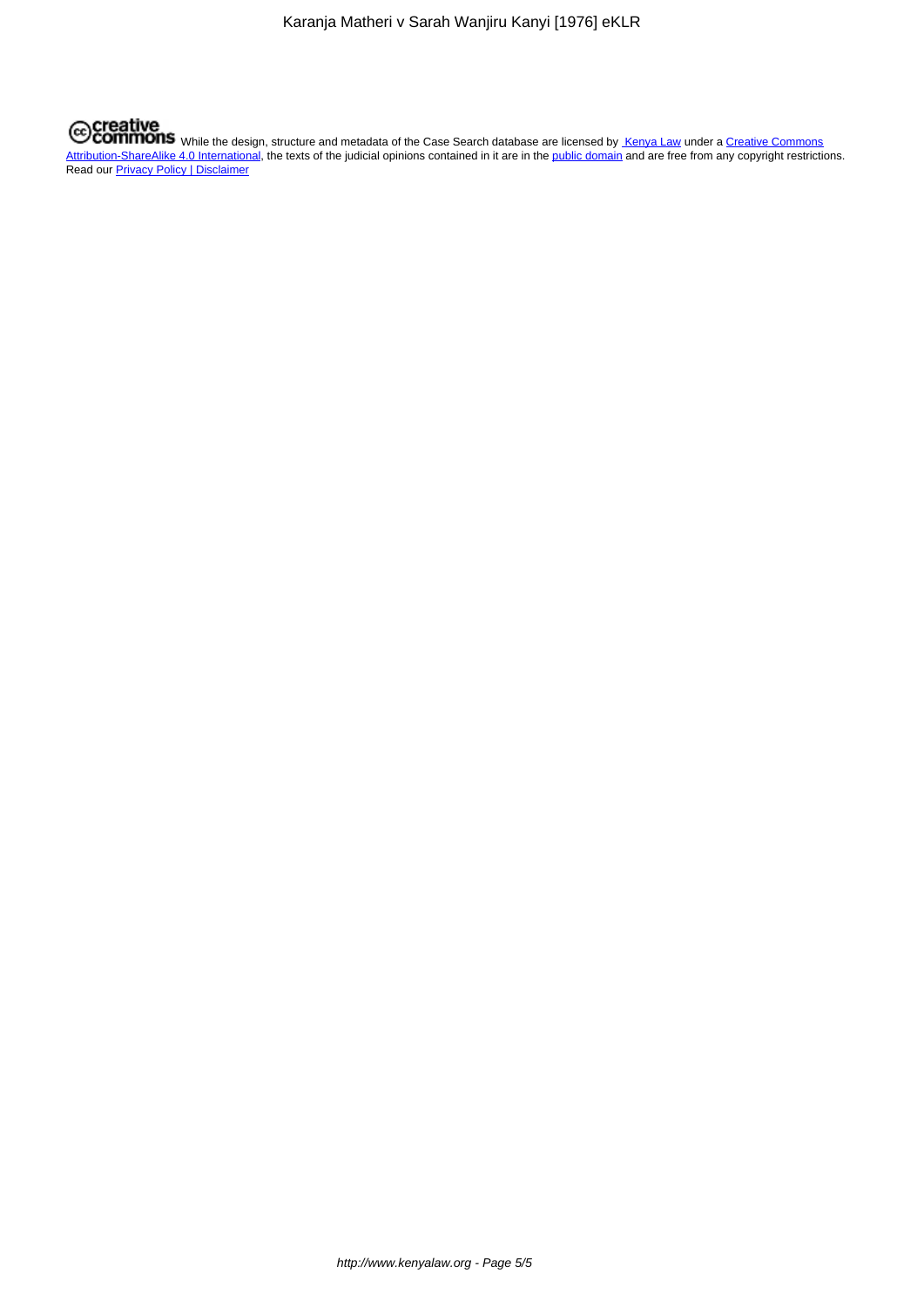While the design, structure and metadata of the Case Search database are licensed by Kenya Law under a Creative Commons Attribution-ShareAlike 4.0 International, the texts of the judicial opinions contained in it are in the public domain and are free from any copyright restrictions. Read our Privacy Policy | Disclaimer